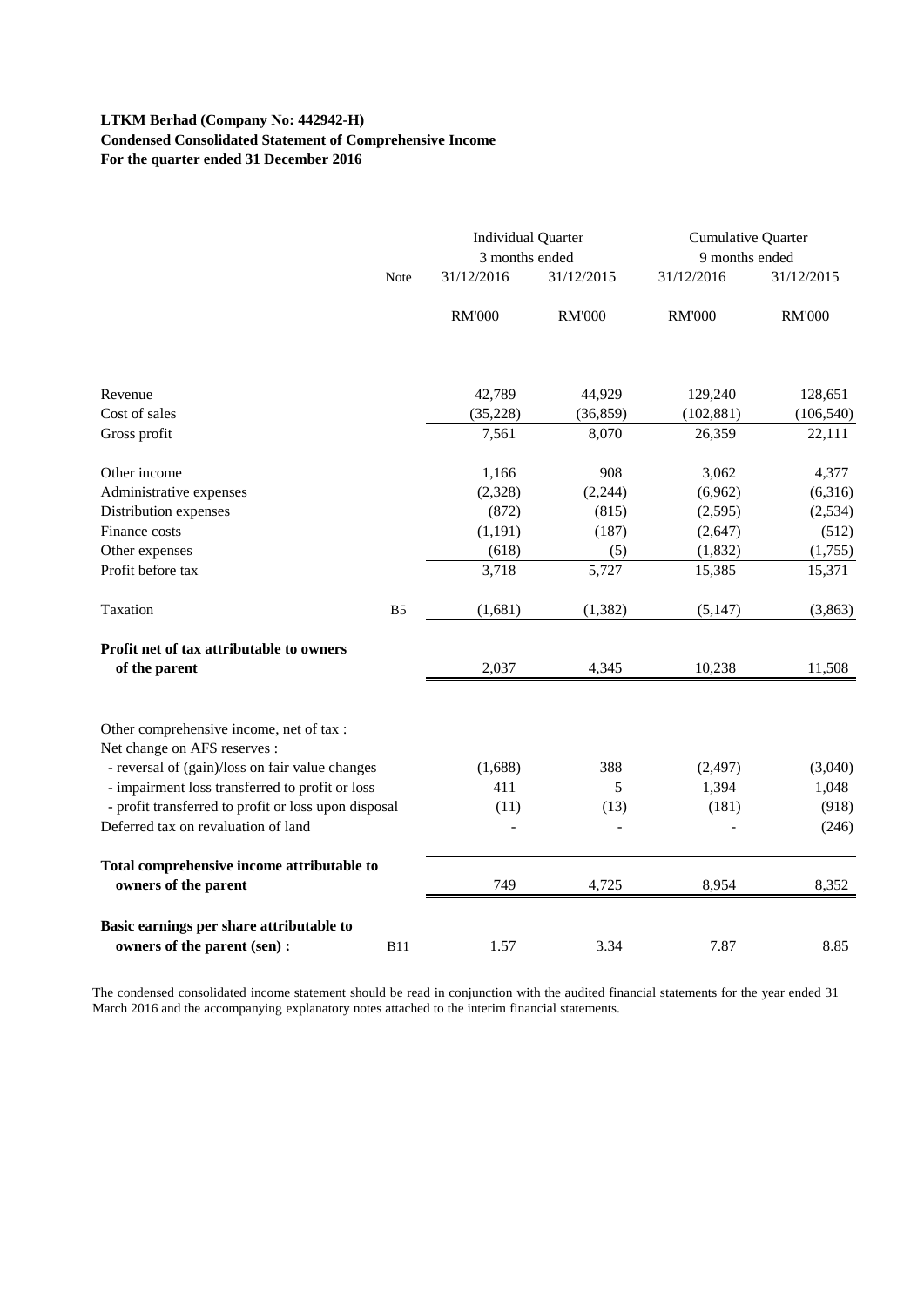**LTKM Berhad (Company No: 442942-H)**
**Condensed Consolidated Statement of Comprehensive Income**
**For the quarter ended 31 December 2016**

| | Note | Individual Quarter | | Cumulative Quarter | |
|---|---|---|---|---|---|
| | | 3 months ended | | 9 months ended | |
| | | 31/12/2016 | 31/12/2015 | 31/12/2016 | 31/12/2015 |
| | | RM'000 | RM'000 | RM'000 | RM'000 |
| Revenue | | 42,789 | 44,929 | 129,240 | 128,651 |
| Cost of sales | | (35,228) | (36,859) | (102,881) | (106,540) |
| Gross profit | | 7,561 | 8,070 | 26,359 | 22,111 |
| Other income | | 1,166 | 908 | 3,062 | 4,377 |
| Administrative expenses | | (2,328) | (2,244) | (6,962) | (6,316) |
| Distribution expenses | | (872) | (815) | (2,595) | (2,534) |
| Finance costs | | (1,191) | (187) | (2,647) | (512) |
| Other expenses | | (618) | (5) | (1,832) | (1,755) |
| Profit before tax | | 3,718 | 5,727 | 15,385 | 15,371 |
| Taxation | B5 | (1,681) | (1,382) | (5,147) | (3,863) |
| **Profit net of tax attributable to owners of the parent** | | 2,037 | 4,345 | 10,238 | 11,508 |
| Other comprehensive income, net of tax : | | | | | |
| Net change on AFS reserves : | | | | | |
| - reversal of (gain)/loss on fair value changes | | (1,688) | 388 | (2,497) | (3,040) |
| - impairment loss transferred to profit or loss | | 411 | 5 | 1,394 | 1,048 |
| - profit transferred to profit or loss upon disposal | | (11) | (13) | (181) | (918) |
| Deferred tax on revaluation of land | | - | - | - | (246) |
| **Total comprehensive income attributable to owners of the parent** | | 749 | 4,725 | 8,954 | 8,352 |
| **Basic earnings per share attributable to owners of the parent (sen) :** | B11 | 1.57 | 3.34 | 7.87 | 8.85 |

The condensed consolidated income statement should be read in conjunction with the audited financial statements for the year ended 31 March 2016 and the accompanying explanatory notes attached to the interim financial statements.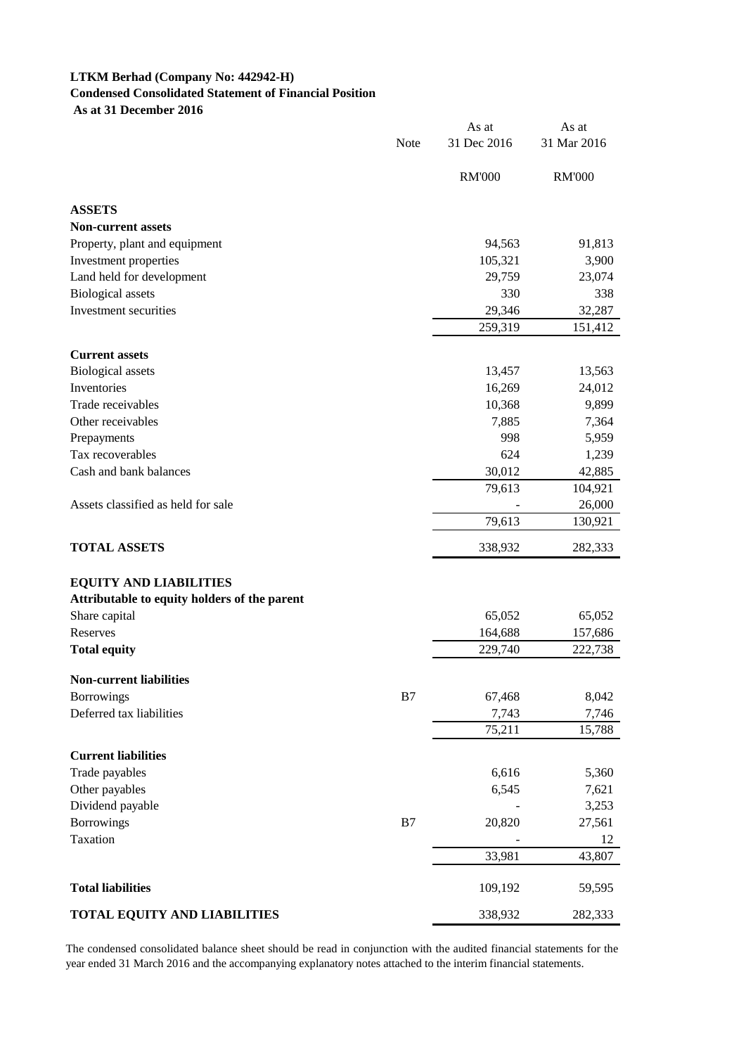**LTKM Berhad (Company No: 442942-H)**
**Condensed Consolidated Statement of Financial Position**
**As at 31 December 2016**

| | Note | As at 31 Dec 2016 | As at 31 Mar 2016 |
|---|---|---|---|
| | | RM'000 | RM'000 |
| **ASSETS** | | | |
| **Non-current assets** | | | |
| Property, plant and equipment | | 94,563 | 91,813 |
| Investment properties | | 105,321 | 3,900 |
| Land held for development | | 29,759 | 23,074 |
| Biological assets | | 330 | 338 |
| Investment securities | | 29,346 | 32,287 |
| | | 259,319 | 151,412 |
| **Current assets** | | | |
| Biological assets | | 13,457 | 13,563 |
| Inventories | | 16,269 | 24,012 |
| Trade receivables | | 10,368 | 9,899 |
| Other receivables | | 7,885 | 7,364 |
| Prepayments | | 998 | 5,959 |
| Tax recoverables | | 624 | 1,239 |
| Cash and bank balances | | 30,012 | 42,885 |
| | | 79,613 | 104,921 |
| Assets classified as held for sale | | - | 26,000 |
| | | 79,613 | 130,921 |
| **TOTAL ASSETS** | | 338,932 | 282,333 |
| **EQUITY AND LIABILITIES** | | | |
| **Attributable to equity holders of the parent** | | | |
| Share capital | | 65,052 | 65,052 |
| Reserves | | 164,688 | 157,686 |
| **Total equity** | | 229,740 | 222,738 |
| **Non-current liabilities** | | | |
| Borrowings | B7 | 67,468 | 8,042 |
| Deferred tax liabilities | | 7,743 | 7,746 |
| | | 75,211 | 15,788 |
| **Current liabilities** | | | |
| Trade payables | | 6,616 | 5,360 |
| Other payables | | 6,545 | 7,621 |
| Dividend payable | | - | 3,253 |
| Borrowings | B7 | 20,820 | 27,561 |
| Taxation | | - | 12 |
| | | 33,981 | 43,807 |
| **Total liabilities** | | 109,192 | 59,595 |
| **TOTAL EQUITY AND LIABILITIES** | | 338,932 | 282,333 |

The condensed consolidated balance sheet should be read in conjunction with the audited financial statements for the year ended 31 March 2016 and the accompanying explanatory notes attached to the interim financial statements.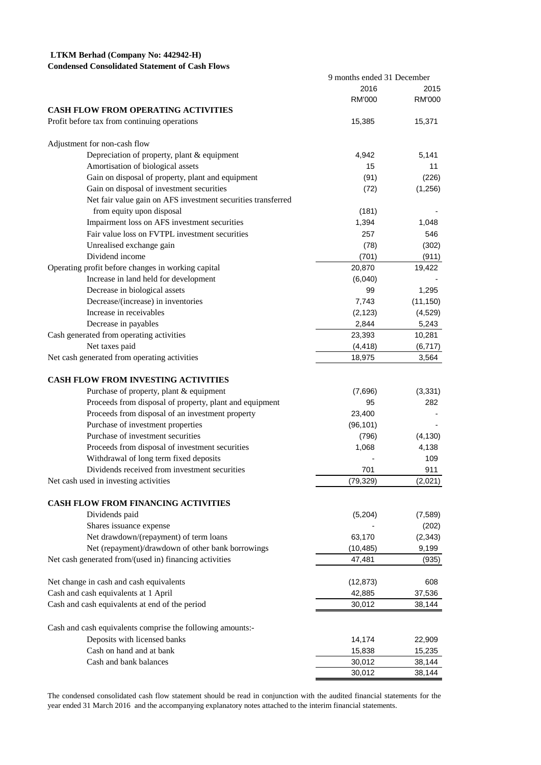**LTKM Berhad (Company No: 442942-H)**

**Condensed Consolidated Statement of Cash Flows**

| | 9 months ended 31 December | |
|---|---|---|
| | 2016 | 2015 |
| | RM'000 | RM'000 |
| **CASH FLOW FROM OPERATING ACTIVITIES** | | |
| Profit before tax from continuing operations | 15,385 | 15,371 |
| | | |
| Adjustment for non-cash flow | | |
| Depreciation of property, plant & equipment | 4,942 | 5,141 |
| Amortisation of biological assets | 15 | 11 |
| Gain on disposal of property, plant and equipment | (91) | (226) |
| Gain on disposal of investment securities | (72) | (1,256) |
| Net fair value gain on AFS investment securities transferred from equity upon disposal | (181) | - |
| Impairment loss on AFS investment securities | 1,394 | 1,048 |
| Fair value loss on FVTPL investment securities | 257 | 546 |
| Unrealised exchange gain | (78) | (302) |
| Dividend income | (701) | (911) |
| Operating profit before changes in working capital | 20,870 | 19,422 |
| Increase in land held for development | (6,040) | - |
| Decrease in biological assets | 99 | 1,295 |
| Decrease/(increase) in inventories | 7,743 | (11,150) |
| Increase in receivables | (2,123) | (4,529) |
| Decrease in payables | 2,844 | 5,243 |
| Cash generated from operating activities | 23,393 | 10,281 |
| Net taxes paid | (4,418) | (6,717) |
| Net cash generated from operating activities | 18,975 | 3,564 |
| | | |
| **CASH FLOW FROM INVESTING ACTIVITIES** | | |
| Purchase of property, plant & equipment | (7,696) | (3,331) |
| Proceeds from disposal of property, plant and equipment | 95 | 282 |
| Proceeds from disposal of an investment property | 23,400 | - |
| Purchase of investment properties | (96,101) | - |
| Purchase of investment securities | (796) | (4,130) |
| Proceeds from disposal of investment securities | 1,068 | 4,138 |
| Withdrawal of long term fixed deposits | - | 109 |
| Dividends received from investment securities | 701 | 911 |
| Net cash used in investing activities | (79,329) | (2,021) |
| | | |
| **CASH FLOW FROM FINANCING ACTIVITIES** | | |
| Dividends paid | (5,204) | (7,589) |
| Shares issuance expense | - | (202) |
| Net drawdown/(repayment) of term loans | 63,170 | (2,343) |
| Net (repayment)/drawdown of other bank borrowings | (10,485) | 9,199 |
| Net cash generated from/(used in) financing activities | 47,481 | (935) |
| | | |
| Net change in cash and cash equivalents | (12,873) | 608 |
| Cash and cash equivalents at 1 April | 42,885 | 37,536 |
| Cash and cash equivalents at end of the period | 30,012 | 38,144 |
| | | |
| Cash and cash equivalents comprise the following amounts:- | | |
| Deposits with licensed banks | 14,174 | 22,909 |
| Cash on hand and at bank | 15,838 | 15,235 |
| Cash and bank balances | 30,012 | 38,144 |
| | 30,012 | 38,144 |

The condensed consolidated cash flow statement should be read in conjunction with the audited financial statements for the year ended 31 March 2016 and the accompanying explanatory notes attached to the interim financial statements.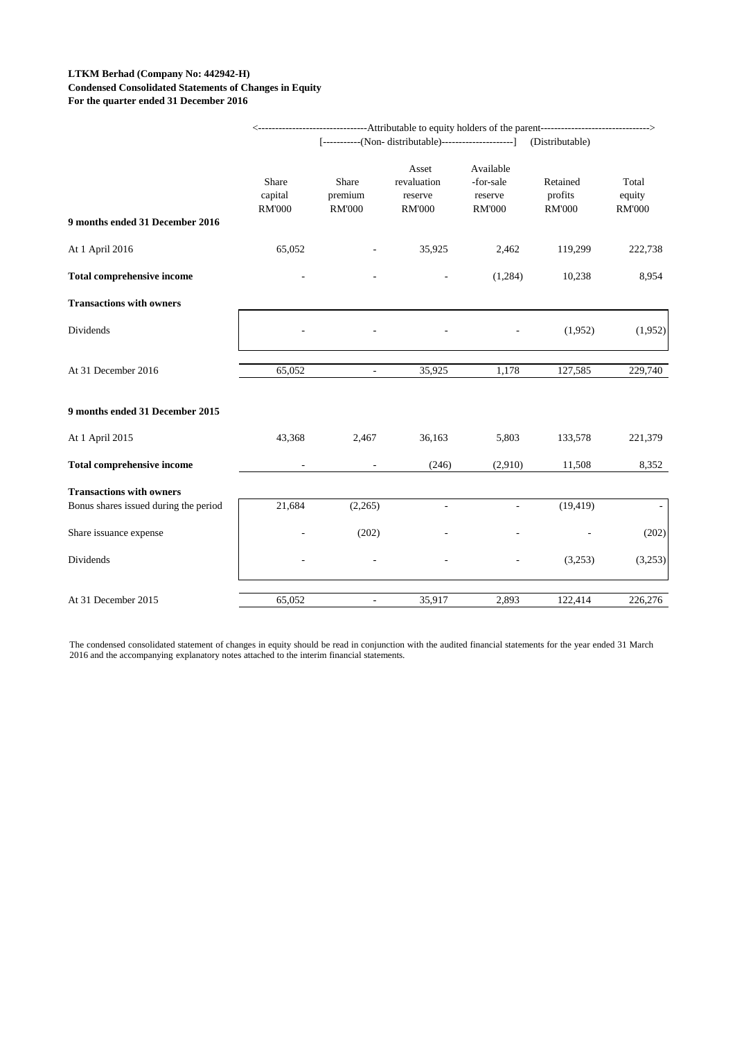**LTKM Berhad (Company No: 442942-H)**
**Condensed Consolidated Statements of Changes in Equity**
**For the quarter ended 31 December 2016**

| | <------Attributable to equity holders of the parent------> | | | | | |
|---|---|---|---|---|---|---|
| | | [------(Non- distributable)------] | | | (Distributable) | |
| | Share capital RM'000 | Share premium RM'000 | Asset revaluation reserve RM'000 | Available -for-sale reserve RM'000 | Retained profits RM'000 | Total equity RM'000 |
| **9 months ended 31 December 2016** | | | | | | |
| At 1 April 2016 | 65,052 | - | 35,925 | 2,462 | 119,299 | 222,738 |
| **Total comprehensive income** | - | - | - | (1,284) | 10,238 | 8,954 |
| **Transactions with owners** | | | | | | |
| Dividends | - | - | - | - | (1,952) | (1,952) |
| At 31 December 2016 | 65,052 | - | 35,925 | 1,178 | 127,585 | 229,740 |
| **9 months ended 31 December 2015** | | | | | | |
| At 1 April 2015 | 43,368 | 2,467 | 36,163 | 5,803 | 133,578 | 221,379 |
| **Total comprehensive income** | - | - | (246) | (2,910) | 11,508 | 8,352 |
| **Transactions with owners** | | | | | | |
| Bonus shares issued during the period | 21,684 | (2,265) | - | - | (19,419) | - |
| Share issuance expense | - | (202) | - | - | - | (202) |
| Dividends | - | - | - | - | (3,253) | (3,253) |
| At 31 December 2015 | 65,052 | - | 35,917 | 2,893 | 122,414 | 226,276 |

The condensed consolidated statement of changes in equity should be read in conjunction with the audited financial statements for the year ended 31 March 2016 and the accompanying explanatory notes attached to the interim financial statements.